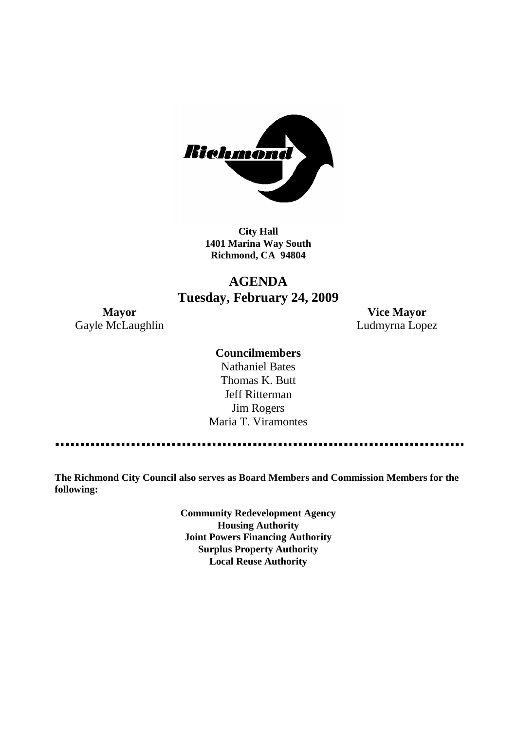**City Hall**
**1401 Marina Way South**
**Richmond, CA 94804**

# AGENDA
## Tuesday, February 24, 2009

**Mayor**
Gayle McLaughlin

**Vice Mayor**
Ludmyrna Lopez

**Councilmembers**
Nathaniel Bates
Thomas K. Butt
Jeff Ritterman
Jim Rogers
Maria T. Viramontes

---

**The Richmond City Council also serves as Board Members and Commission Members for the following:**

**Community Redevelopment Agency**
**Housing Authority**
**Joint Powers Financing Authority**
**Surplus Property Authority**
**Local Reuse Authority**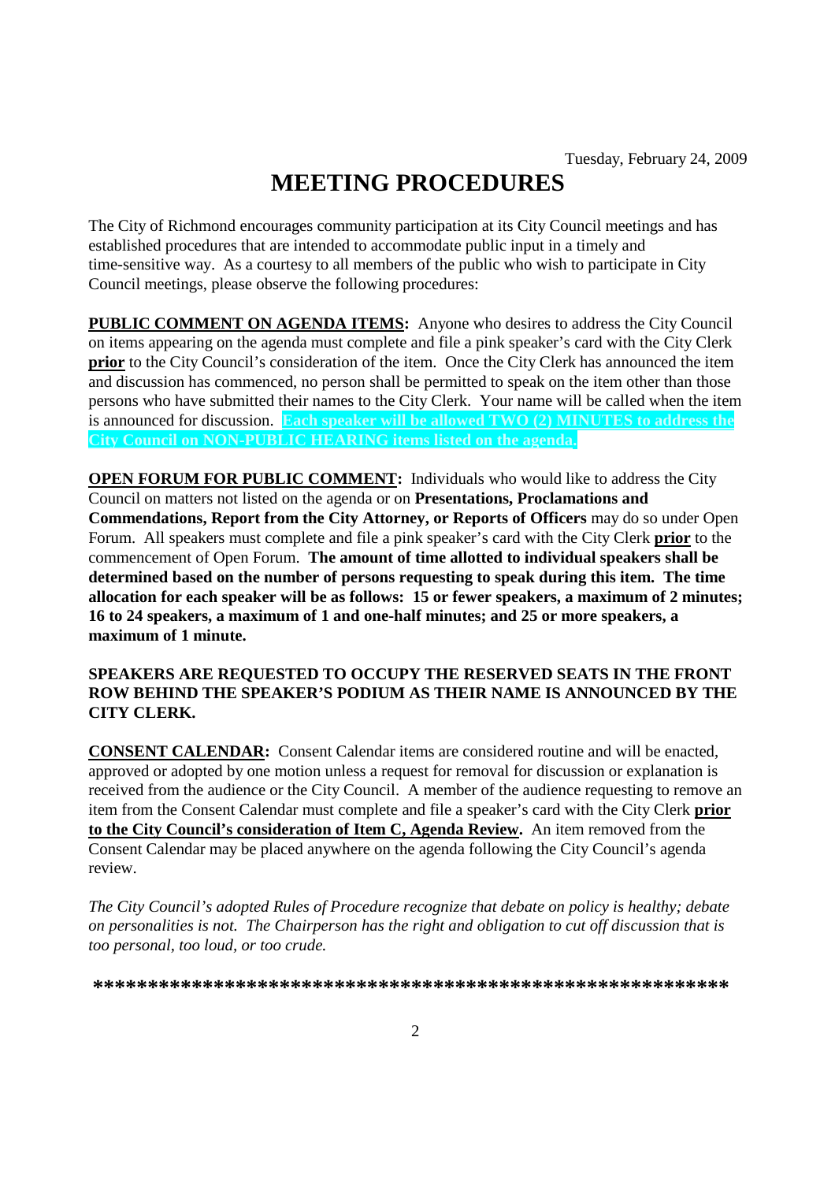Tuesday, February 24, 2009

# MEETING PROCEDURES

The City of Richmond encourages community participation at its City Council meetings and has established procedures that are intended to accommodate public input in a timely and time-sensitive way. As a courtesy to all members of the public who wish to participate in City Council meetings, please observe the following procedures:

**PUBLIC COMMENT ON AGENDA ITEMS:** Anyone who desires to address the City Council on items appearing on the agenda must complete and file a pink speaker's card with the City Clerk **prior** to the City Council's consideration of the item. Once the City Clerk has announced the item and discussion has commenced, no person shall be permitted to speak on the item other than those persons who have submitted their names to the City Clerk. Your name will be called when the item is announced for discussion. **Each speaker will be allowed TWO (2) MINUTES to address the City Council on NON-PUBLIC HEARING items listed on the agenda.**

**OPEN FORUM FOR PUBLIC COMMENT:** Individuals who would like to address the City Council on matters not listed on the agenda or on **Presentations, Proclamations and Commendations, Report from the City Attorney, or Reports of Officers** may do so under Open Forum. All speakers must complete and file a pink speaker's card with the City Clerk **prior** to the commencement of Open Forum. **The amount of time allotted to individual speakers shall be determined based on the number of persons requesting to speak during this item. The time allocation for each speaker will be as follows: 15 or fewer speakers, a maximum of 2 minutes; 16 to 24 speakers, a maximum of 1 and one-half minutes; and 25 or more speakers, a maximum of 1 minute.**

**SPEAKERS ARE REQUESTED TO OCCUPY THE RESERVED SEATS IN THE FRONT ROW BEHIND THE SPEAKER'S PODIUM AS THEIR NAME IS ANNOUNCED BY THE CITY CLERK.**

**CONSENT CALENDAR:** Consent Calendar items are considered routine and will be enacted, approved or adopted by one motion unless a request for removal for discussion or explanation is received from the audience or the City Council. A member of the audience requesting to remove an item from the Consent Calendar must complete and file a speaker's card with the City Clerk **prior to the City Council's consideration of Item C, Agenda Review.** An item removed from the Consent Calendar may be placed anywhere on the agenda following the City Council's agenda review.

*The City Council's adopted Rules of Procedure recognize that debate on policy is healthy; debate on personalities is not. The Chairperson has the right and obligation to cut off discussion that is too personal, too loud, or too crude.*

**\*\*\*\*\*\*\*\*\*\*\*\*\*\*\*\*\*\*\*\*\*\*\*\*\*\*\*\*\*\*\*\*\*\*\*\*\*\*\*\*\*\*\*\*\*\*\*\*\*\*\*\*\*\*\*\*\*\*\*\*\***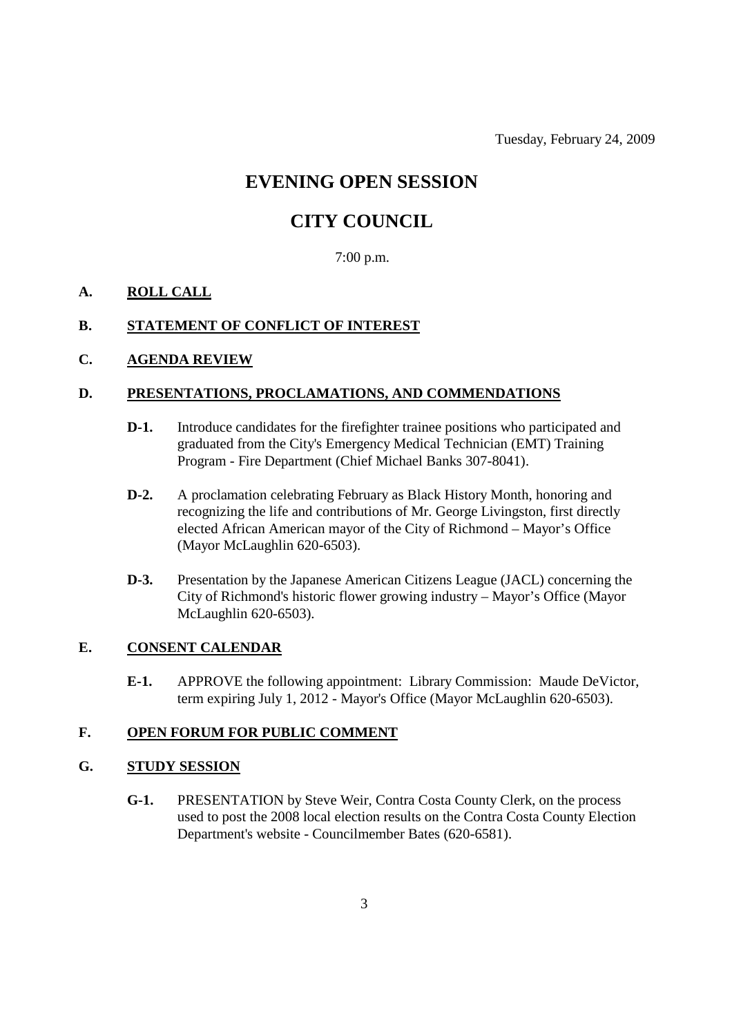Tuesday, February 24, 2009

# EVENING OPEN SESSION

# CITY COUNCIL

7:00 p.m.

**A. ROLL CALL**

**B. STATEMENT OF CONFLICT OF INTEREST**

**C. AGENDA REVIEW**

**D. PRESENTATIONS, PROCLAMATIONS, AND COMMENDATIONS**

**D-1.** Introduce candidates for the firefighter trainee positions who participated and graduated from the City's Emergency Medical Technician (EMT) Training Program - Fire Department (Chief Michael Banks 307-8041).

**D-2.** A proclamation celebrating February as Black History Month, honoring and recognizing the life and contributions of Mr. George Livingston, first directly elected African American mayor of the City of Richmond – Mayor's Office (Mayor McLaughlin 620-6503).

**D-3.** Presentation by the Japanese American Citizens League (JACL) concerning the City of Richmond's historic flower growing industry – Mayor's Office (Mayor McLaughlin 620-6503).

**E. CONSENT CALENDAR**

**E-1.** APPROVE the following appointment: Library Commission: Maude DeVictor, term expiring July 1, 2012 - Mayor's Office (Mayor McLaughlin 620-6503).

**F. OPEN FORUM FOR PUBLIC COMMENT**

**G. STUDY SESSION**

**G-1.** PRESENTATION by Steve Weir, Contra Costa County Clerk, on the process used to post the 2008 local election results on the Contra Costa County Election Department's website - Councilmember Bates (620-6581).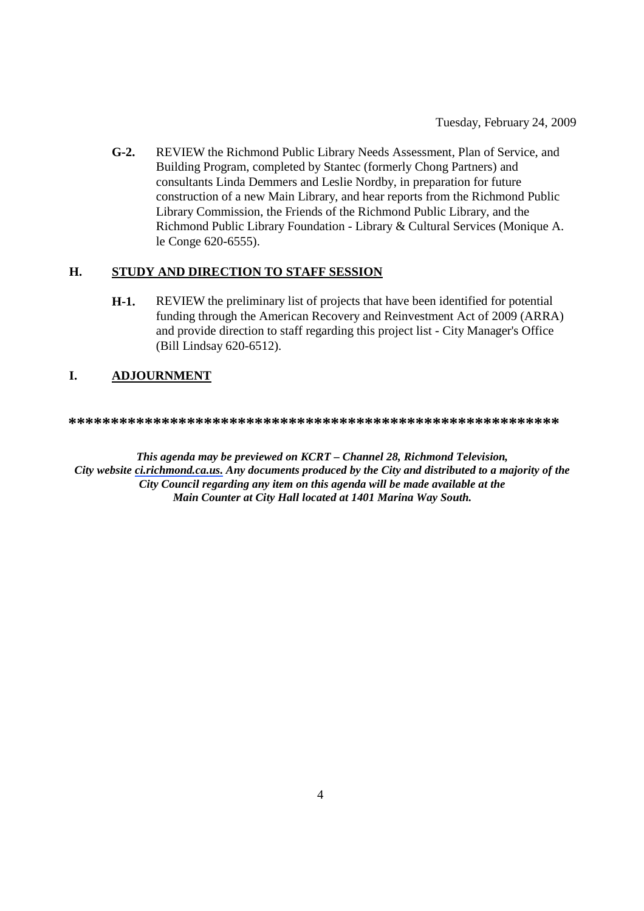Tuesday, February 24, 2009

**G-2.** REVIEW the Richmond Public Library Needs Assessment, Plan of Service, and Building Program, completed by Stantec (formerly Chong Partners) and consultants Linda Demmers and Leslie Nordby, in preparation for future construction of a new Main Library, and hear reports from the Richmond Public Library Commission, the Friends of the Richmond Public Library, and the Richmond Public Library Foundation - Library & Cultural Services (Monique A. le Conge 620-6555).

## H. STUDY AND DIRECTION TO STAFF SESSION

**H-1.** REVIEW the preliminary list of projects that have been identified for potential funding through the American Recovery and Reinvestment Act of 2009 (ARRA) and provide direction to staff regarding this project list - City Manager's Office (Bill Lindsay 620-6512).

## I. ADJOURNMENT

**************************************************************

***This agenda may be previewed on KCRT – Channel 28, Richmond Television, City website ci.richmond.ca.us. Any documents produced by the City and distributed to a majority of the City Council regarding any item on this agenda will be made available at the Main Counter at City Hall located at 1401 Marina Way South.***